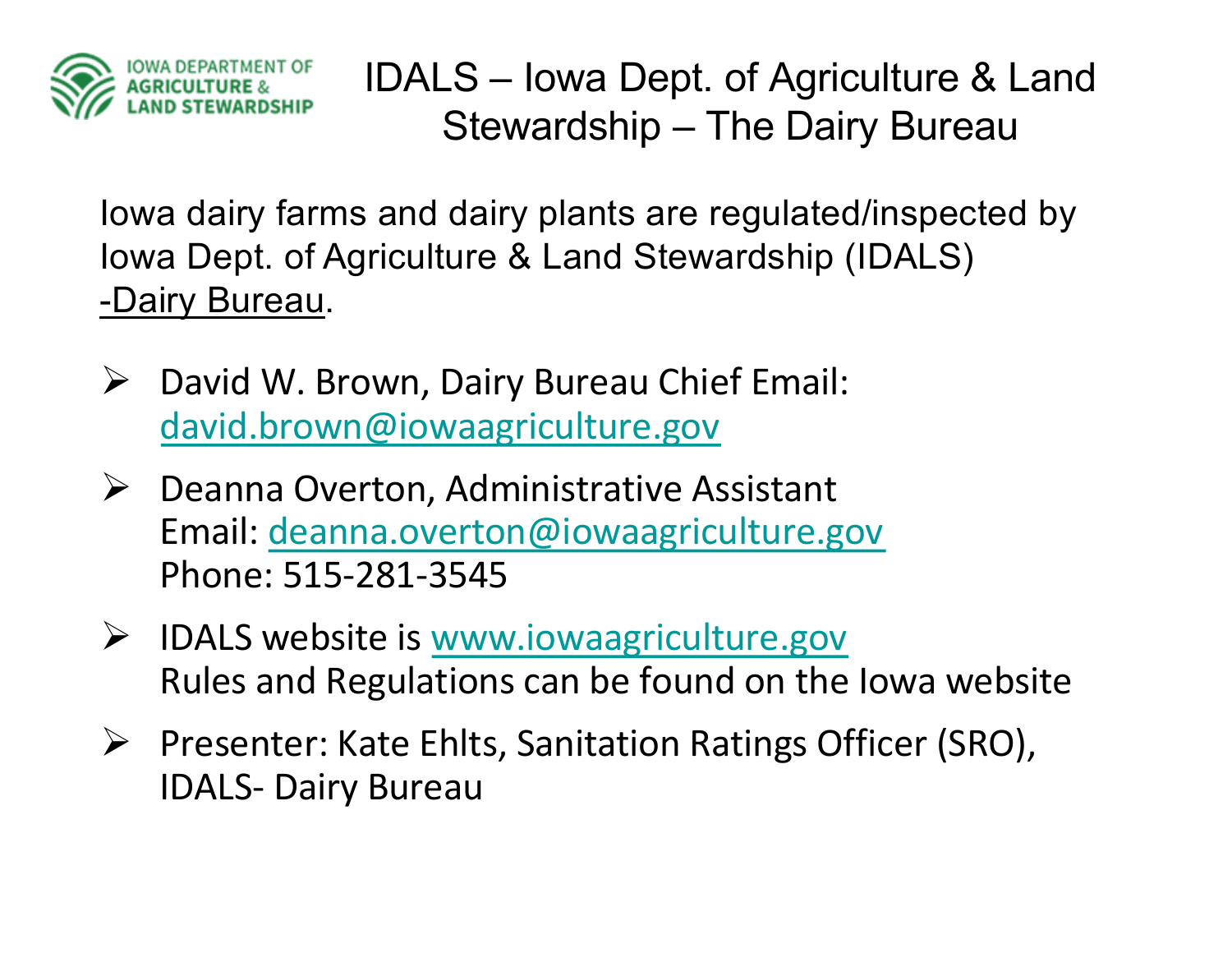# IDALS – Iowa Dept. of Agriculture & Land Stewardship – The Dairy Bureau

Iowa dairy farms and dairy plants are regulated/inspected by Iowa Dept. of Agriculture & Land Stewardship (IDALS) -Dairy Bureau.

- David W. Brown, Dairy Bureau Chief Email: david.brown@iowaagriculture.gov
- Deanna Overton, Administrative Assistant
  Email: deanna.overton@iowaagriculture.gov
  Phone: 515-281-3545
- IDALS website is www.iowaagriculture.gov
  Rules and Regulations can be found on the Iowa website
- Presenter: Kate Ehlts, Sanitation Ratings Officer (SRO), IDALS- Dairy Bureau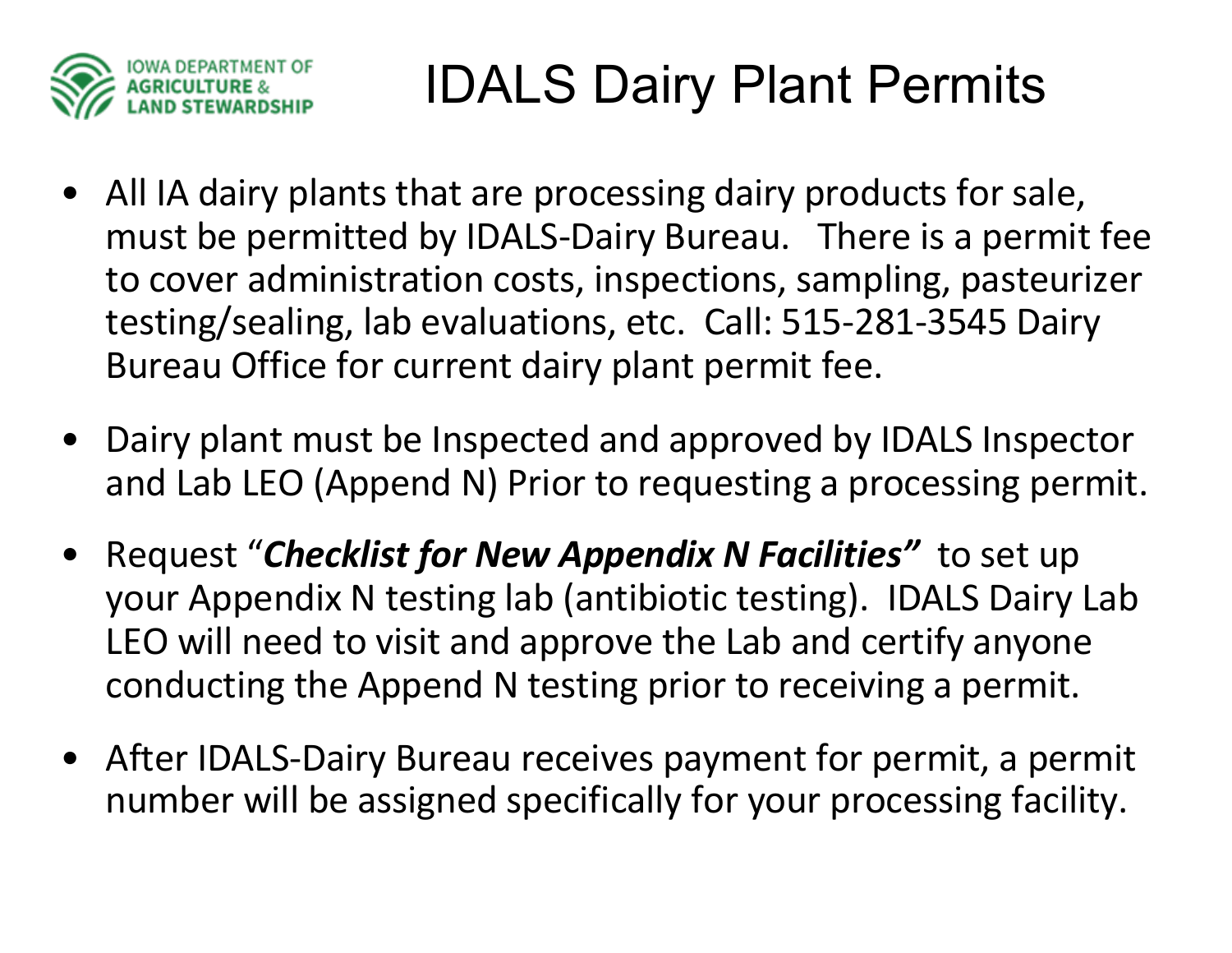# IDALS Dairy Plant Permits

- All IA dairy plants that are processing dairy products for sale, must be permitted by IDALS-Dairy Bureau. There is a permit fee to cover administration costs, inspections, sampling, pasteurizer testing/sealing, lab evaluations, etc. Call: 515-281-3545 Dairy Bureau Office for current dairy plant permit fee.
- Dairy plant must be Inspected and approved by IDALS Inspector and Lab LEO (Append N) Prior to requesting a processing permit.
- Request "***Checklist for New Appendix N Facilities"*** to set up your Appendix N testing lab (antibiotic testing). IDALS Dairy Lab LEO will need to visit and approve the Lab and certify anyone conducting the Append N testing prior to receiving a permit.
- After IDALS-Dairy Bureau receives payment for permit, a permit number will be assigned specifically for your processing facility.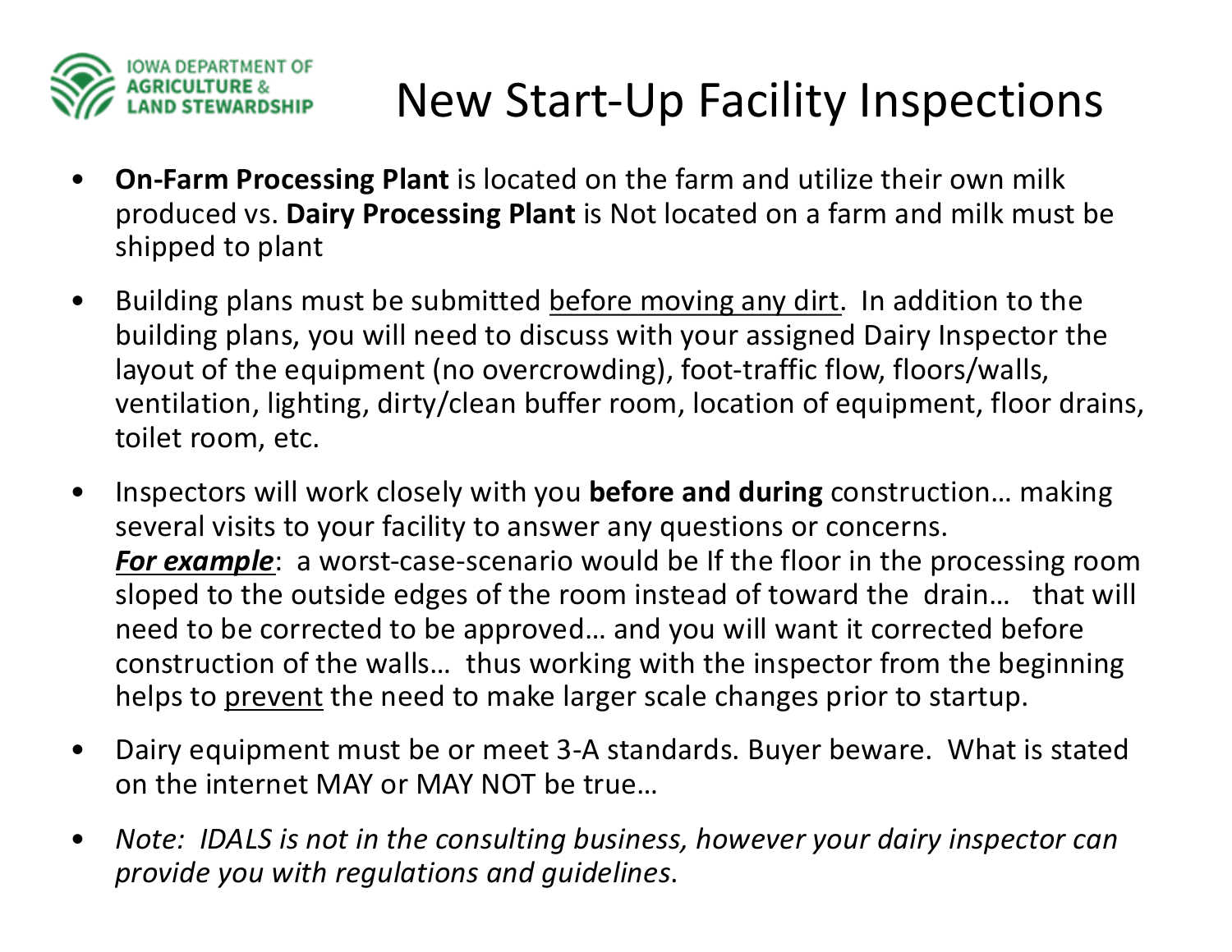# New Start-Up Facility Inspections

- **On-Farm Processing Plant** is located on the farm and utilize their own milk produced vs. **Dairy Processing Plant** is Not located on a farm and milk must be shipped to plant
- Building plans must be submitted <u>before moving any dirt</u>. In addition to the building plans, you will need to discuss with your assigned Dairy Inspector the layout of the equipment (no overcrowding), foot-traffic flow, floors/walls, ventilation, lighting, dirty/clean buffer room, location of equipment, floor drains, toilet room, etc.
- Inspectors will work closely with you **before and during** construction… making several visits to your facility to answer any questions or concerns.
  ***<u>For example</u>***: a worst-case-scenario would be If the floor in the processing room sloped to the outside edges of the room instead of toward the drain… that will need to be corrected to be approved… and you will want it corrected before construction of the walls… thus working with the inspector from the beginning helps to <u>prevent</u> the need to make larger scale changes prior to startup.
- Dairy equipment must be or meet 3-A standards. Buyer beware. What is stated on the internet MAY or MAY NOT be true…
- *Note: IDALS is not in the consulting business, however your dairy inspector can provide you with regulations and guidelines*.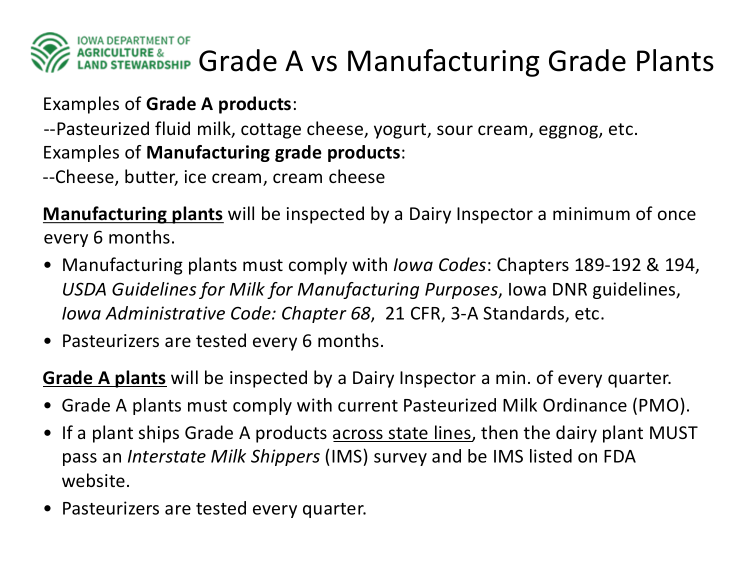# Grade A vs Manufacturing Grade Plants

Examples of **Grade A products**:

--Pasteurized fluid milk, cottage cheese, yogurt, sour cream, eggnog, etc.

Examples of **Manufacturing grade products**:

--Cheese, butter, ice cream, cream cheese

<u>**Manufacturing plants**</u> will be inspected by a Dairy Inspector a minimum of once every 6 months.

- Manufacturing plants must comply with *Iowa Codes*: Chapters 189-192 & 194, *USDA Guidelines for Milk for Manufacturing Purposes*, Iowa DNR guidelines, *Iowa Administrative Code: Chapter 68*, 21 CFR, 3-A Standards, etc.
- Pasteurizers are tested every 6 months.

<u>**Grade A plants**</u> will be inspected by a Dairy Inspector a min. of every quarter.

- Grade A plants must comply with current Pasteurized Milk Ordinance (PMO).
- If a plant ships Grade A products <u>across state lines</u>, then the dairy plant MUST pass an *Interstate Milk Shippers* (IMS) survey and be IMS listed on FDA website.
- Pasteurizers are tested every quarter.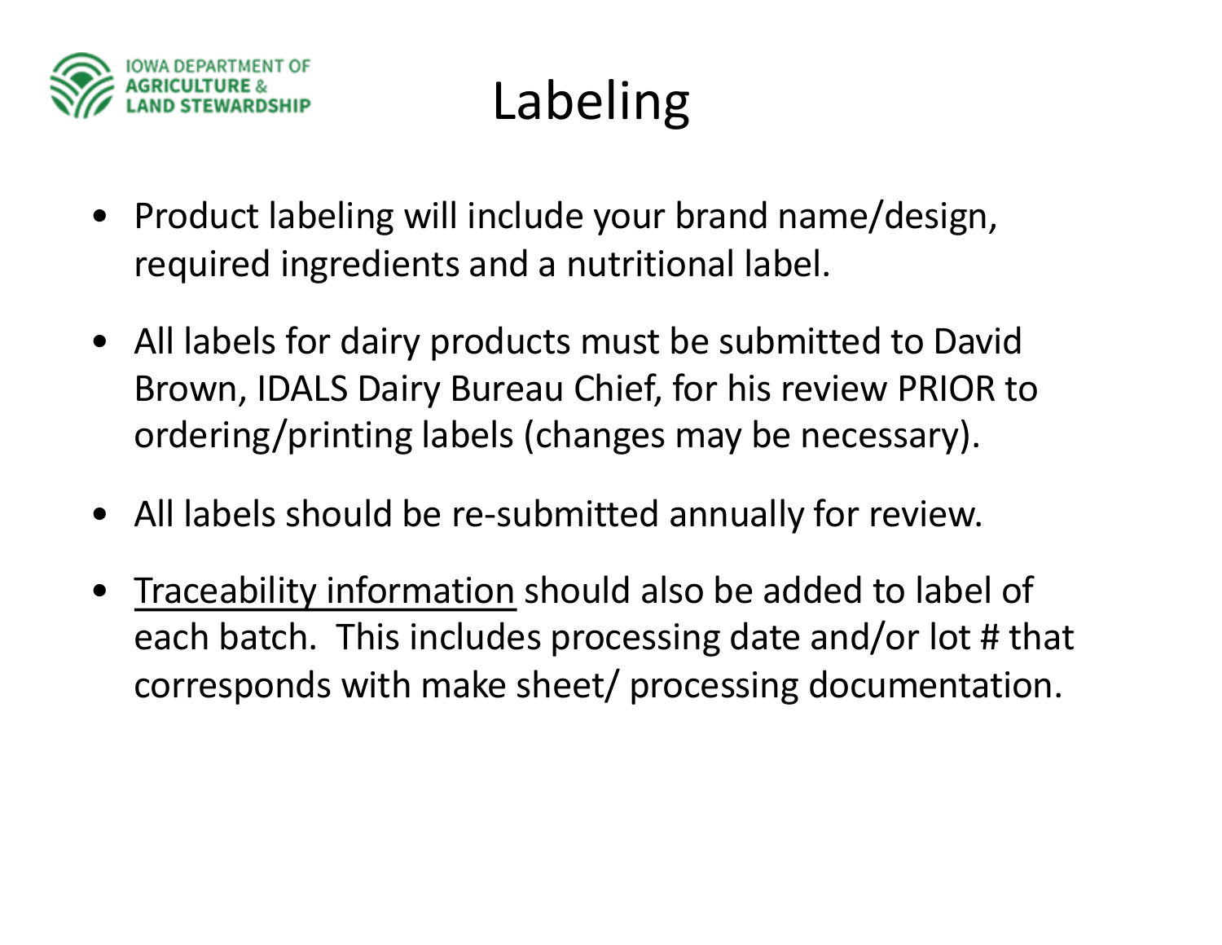# Labeling

- Product labeling will include your brand name/design, required ingredients and a nutritional label.
- All labels for dairy products must be submitted to David Brown, IDALS Dairy Bureau Chief, for his review PRIOR to ordering/printing labels (changes may be necessary).
- All labels should be re-submitted annually for review.
- <u>Traceability information</u> should also be added to label of each batch. This includes processing date and/or lot # that corresponds with make sheet/ processing documentation.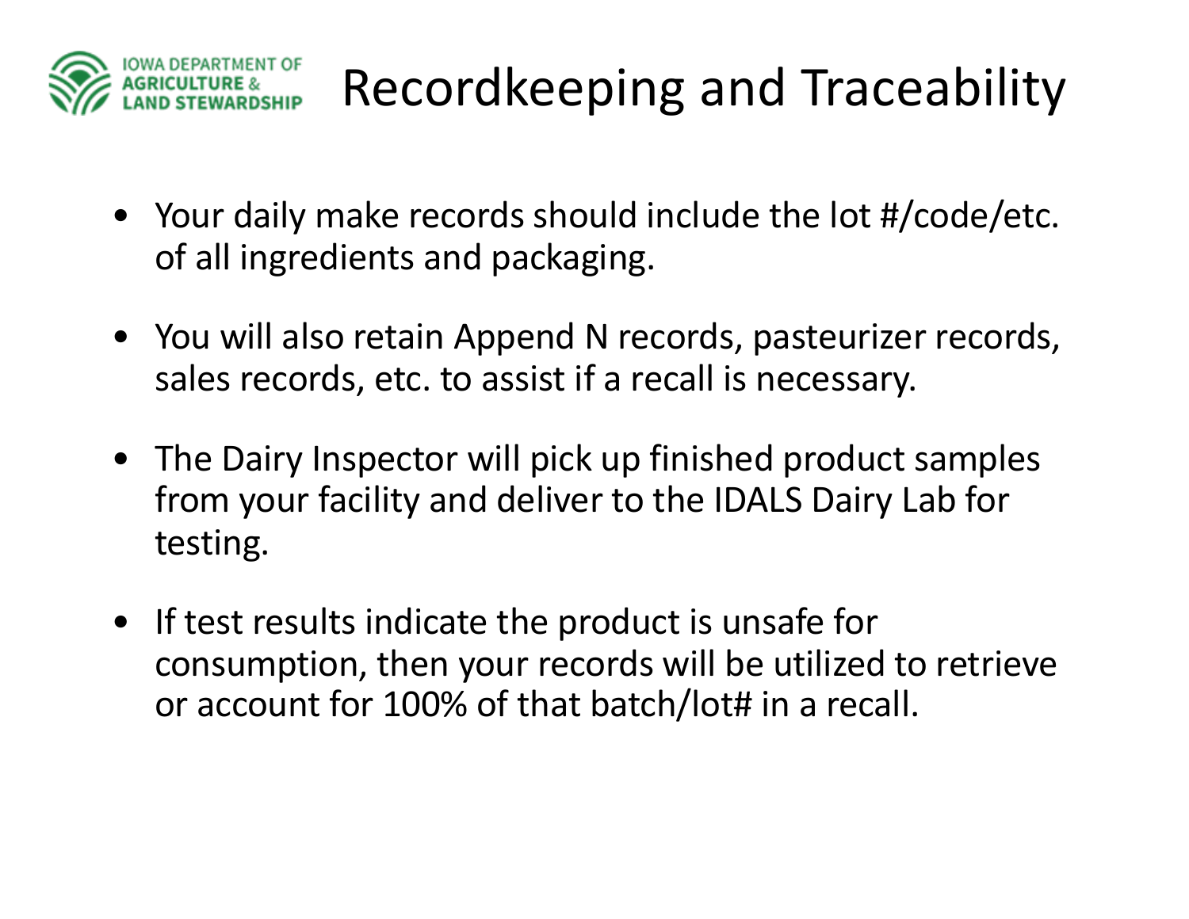IOWA DEPARTMENT OF AGRICULTURE & LAND STEWARDSHIP

# Recordkeeping and Traceability

- Your daily make records should include the lot #/code/etc. of all ingredients and packaging.
- You will also retain Append N records, pasteurizer records, sales records, etc. to assist if a recall is necessary.
- The Dairy Inspector will pick up finished product samples from your facility and deliver to the IDALS Dairy Lab for testing.
- If test results indicate the product is unsafe for consumption, then your records will be utilized to retrieve or account for 100% of that batch/lot# in a recall.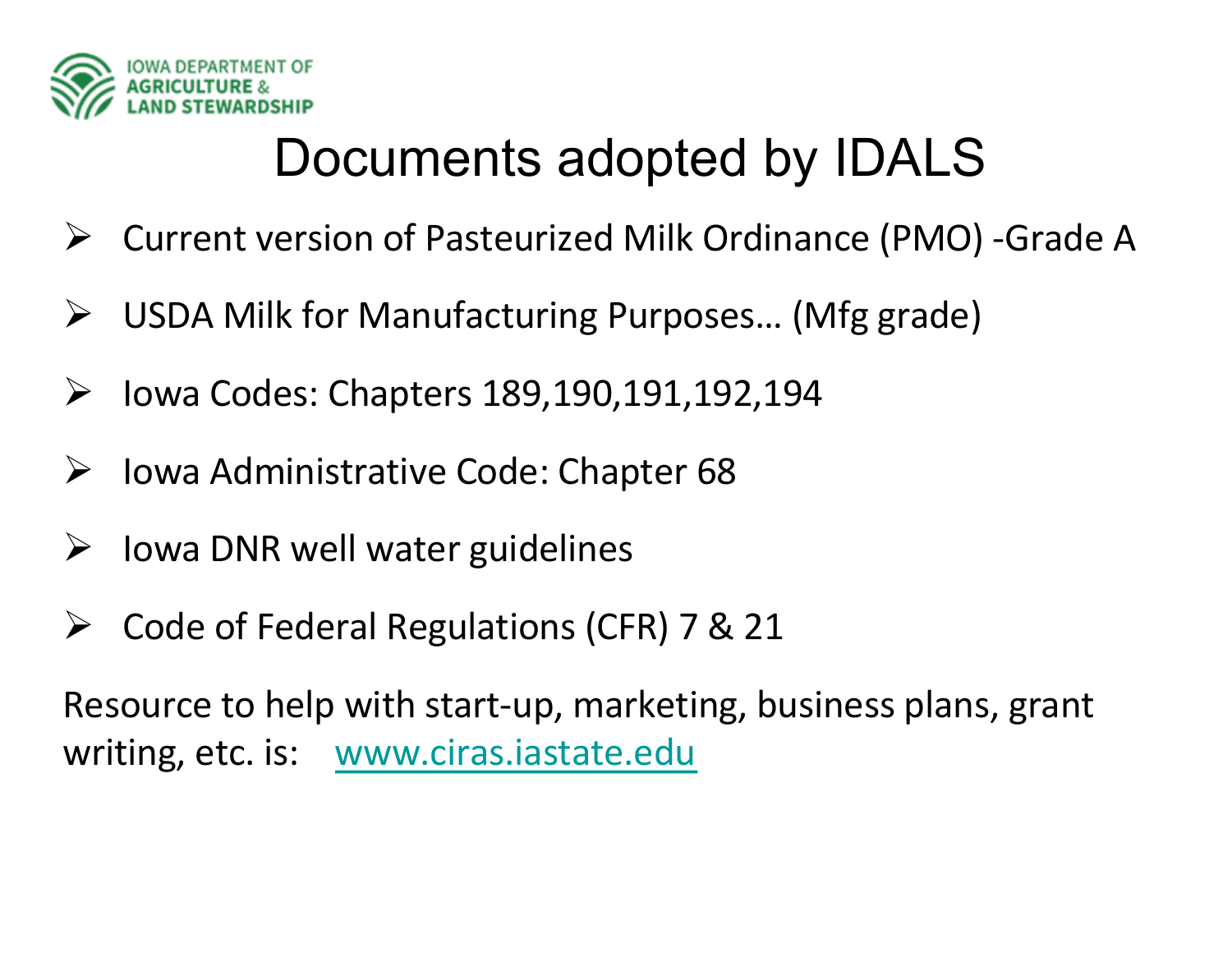IOWA DEPARTMENT OF AGRICULTURE & LAND STEWARDSHIP

# Documents adopted by IDALS

- Current version of Pasteurized Milk Ordinance (PMO) -Grade A
- USDA Milk for Manufacturing Purposes… (Mfg grade)
- Iowa Codes: Chapters 189,190,191,192,194
- Iowa Administrative Code: Chapter 68
- Iowa DNR well water guidelines
- Code of Federal Regulations (CFR) 7 & 21

Resource to help with start-up, marketing, business plans, grant writing, etc. is: [www.ciras.iastate.edu](http://www.ciras.iastate.edu)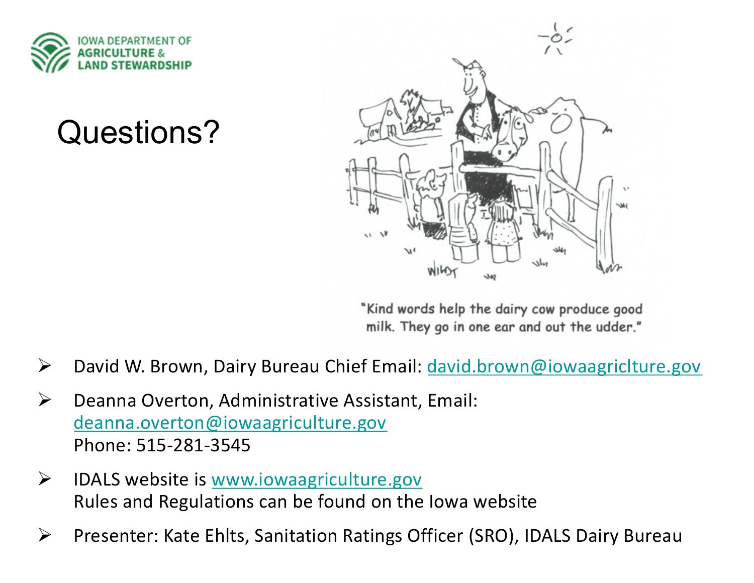IOWA DEPARTMENT OF AGRICULTURE & LAND STEWARDSHIP

# Questions?

"Kind words help the dairy cow produce good milk. They go in one ear and out the udder."

- David W. Brown, Dairy Bureau Chief Email: david.brown@iowaagriclture.gov
- Deanna Overton, Administrative Assistant, Email: deanna.overton@iowaagriculture.gov
  Phone: 515-281-3545
- IDALS website is www.iowaagriculture.gov
  Rules and Regulations can be found on the Iowa website
- Presenter: Kate Ehlts, Sanitation Ratings Officer (SRO), IDALS Dairy Bureau